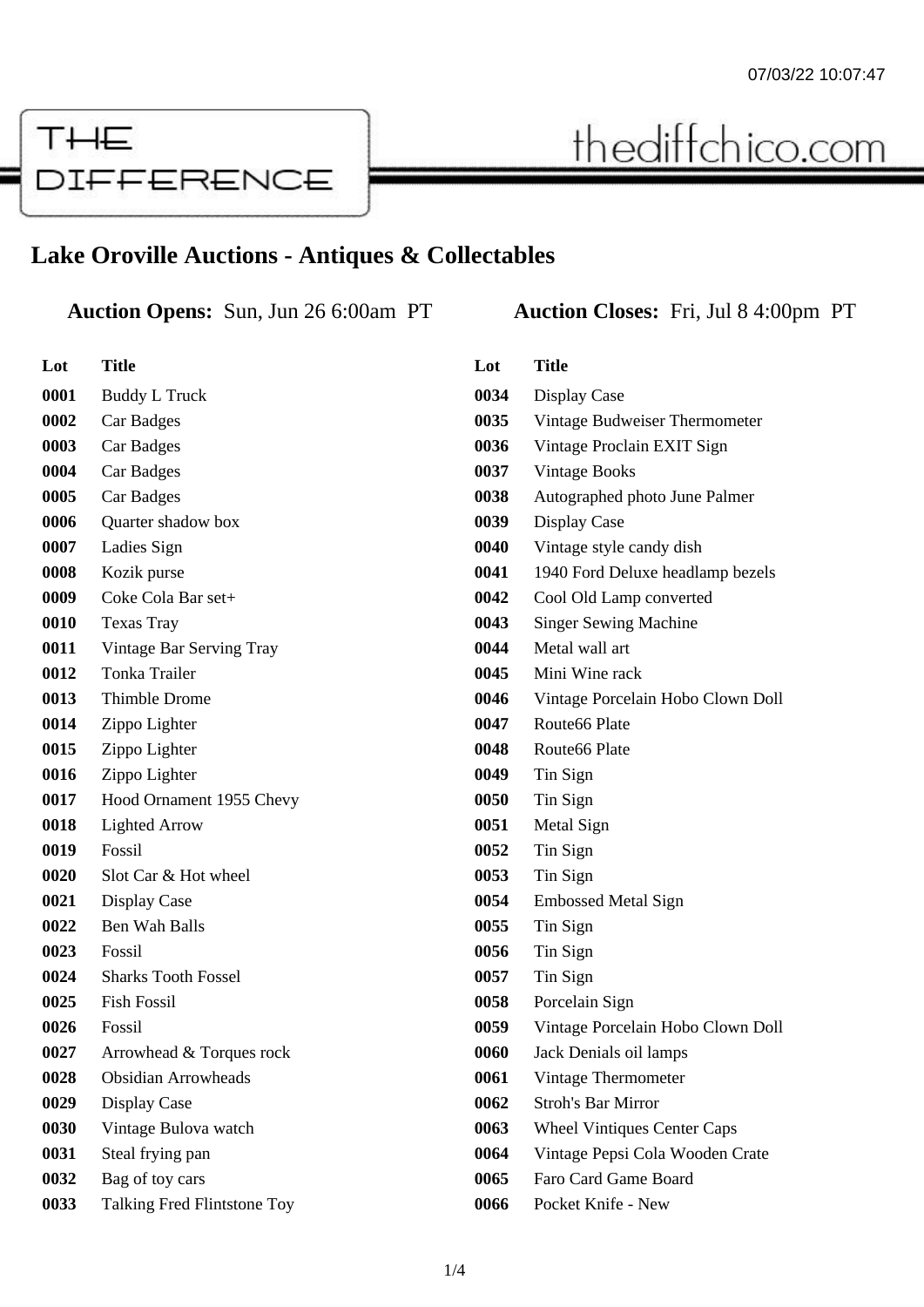THE DIFFERENCE

thediffchico.com

# Lake Oroville Auctions - Antiques & Collectables

**Auction Opens:** Sun, Jun 26 6:00am PT

**Auction Closes:** Fri, Jul 8 4:00pm PT

| Lot | Title |
|---|---|
| 0001 | Buddy L Truck |
| 0002 | Car Badges |
| 0003 | Car Badges |
| 0004 | Car Badges |
| 0005 | Car Badges |
| 0006 | Quarter shadow box |
| 0007 | Ladies Sign |
| 0008 | Kozik purse |
| 0009 | Coke Cola Bar set+ |
| 0010 | Texas Tray |
| 0011 | Vintage Bar Serving Tray |
| 0012 | Tonka Trailer |
| 0013 | Thimble Drome |
| 0014 | Zippo Lighter |
| 0015 | Zippo Lighter |
| 0016 | Zippo Lighter |
| 0017 | Hood Ornament 1955 Chevy |
| 0018 | Lighted Arrow |
| 0019 | Fossil |
| 0020 | Slot Car & Hot wheel |
| 0021 | Display Case |
| 0022 | Ben Wah Balls |
| 0023 | Fossil |
| 0024 | Sharks Tooth Fossel |
| 0025 | Fish Fossil |
| 0026 | Fossil |
| 0027 | Arrowhead & Torques rock |
| 0028 | Obsidian Arrowheads |
| 0029 | Display Case |
| 0030 | Vintage Bulova watch |
| 0031 | Steal frying pan |
| 0032 | Bag of toy cars |
| 0033 | Talking Fred Flintstone Toy |
| 0034 | Display Case |
| 0035 | Vintage Budweiser Thermometer |
| 0036 | Vintage Proclain EXIT Sign |
| 0037 | Vintage Books |
| 0038 | Autographed photo June Palmer |
| 0039 | Display Case |
| 0040 | Vintage style candy dish |
| 0041 | 1940 Ford Deluxe headlamp bezels |
| 0042 | Cool Old Lamp converted |
| 0043 | Singer Sewing Machine |
| 0044 | Metal wall art |
| 0045 | Mini Wine rack |
| 0046 | Vintage Porcelain Hobo Clown Doll |
| 0047 | Route66 Plate |
| 0048 | Route66 Plate |
| 0049 | Tin Sign |
| 0050 | Tin Sign |
| 0051 | Metal Sign |
| 0052 | Tin Sign |
| 0053 | Tin Sign |
| 0054 | Embossed Metal Sign |
| 0055 | Tin Sign |
| 0056 | Tin Sign |
| 0057 | Tin Sign |
| 0058 | Porcelain Sign |
| 0059 | Vintage Porcelain Hobo Clown Doll |
| 0060 | Jack Denials oil lamps |
| 0061 | Vintage Thermometer |
| 0062 | Stroh's Bar Mirror |
| 0063 | Wheel Vintiques Center Caps |
| 0064 | Vintage Pepsi Cola Wooden Crate |
| 0065 | Faro Card Game Board |
| 0066 | Pocket Knife - New |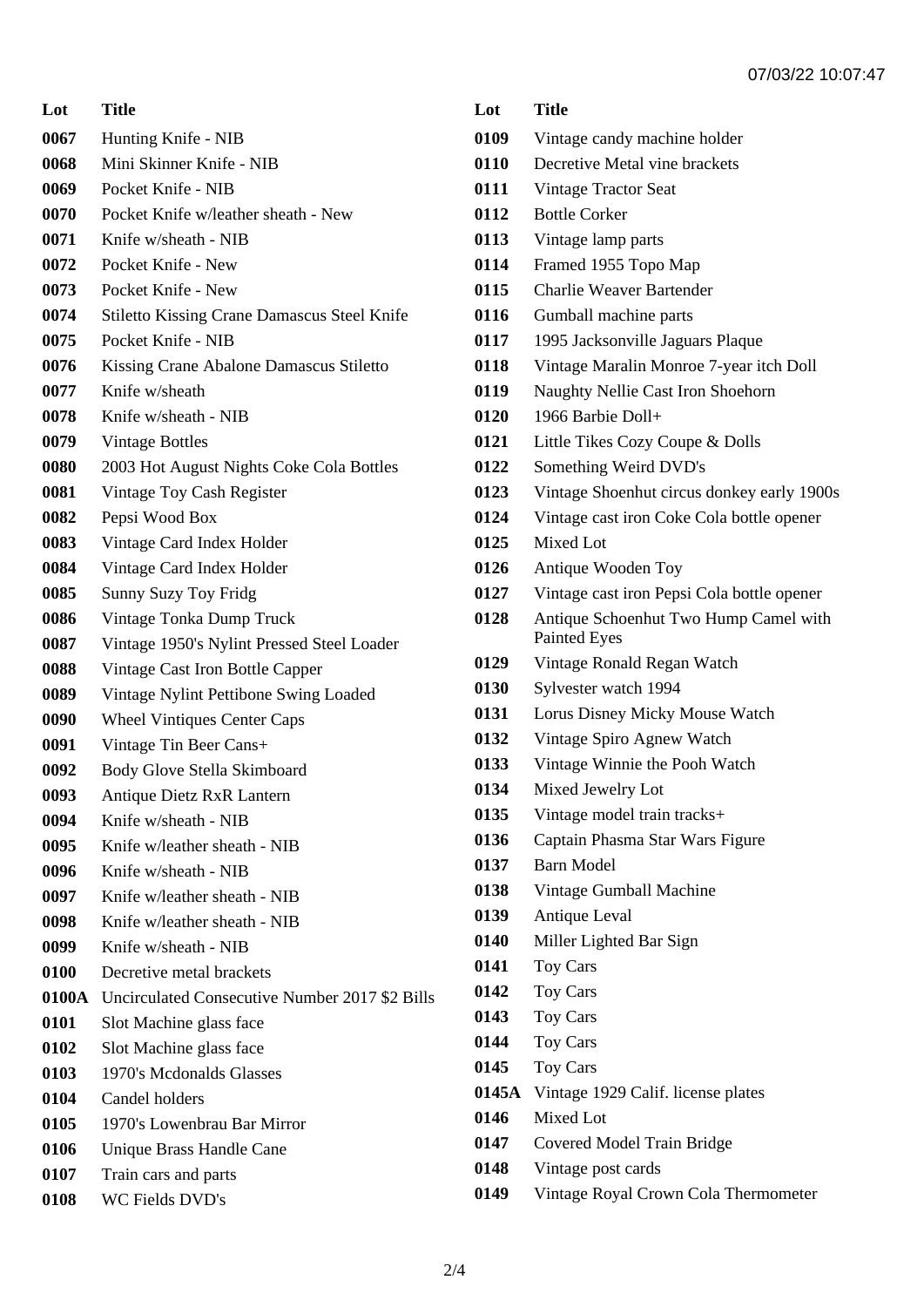| Lot | Title |
| --- | --- |
| 0067 | Hunting Knife - NIB |
| 0068 | Mini Skinner Knife - NIB |
| 0069 | Pocket Knife - NIB |
| 0070 | Pocket Knife w/leather sheath - New |
| 0071 | Knife w/sheath - NIB |
| 0072 | Pocket Knife - New |
| 0073 | Pocket Knife - New |
| 0074 | Stiletto Kissing Crane Damascus Steel Knife |
| 0075 | Pocket Knife - NIB |
| 0076 | Kissing Crane Abalone Damascus Stiletto |
| 0077 | Knife w/sheath |
| 0078 | Knife w/sheath - NIB |
| 0079 | Vintage Bottles |
| 0080 | 2003 Hot August Nights Coke Cola Bottles |
| 0081 | Vintage Toy Cash Register |
| 0082 | Pepsi Wood Box |
| 0083 | Vintage Card Index Holder |
| 0084 | Vintage Card Index Holder |
| 0085 | Sunny Suzy Toy Fridg |
| 0086 | Vintage Tonka Dump Truck |
| 0087 | Vintage 1950's Nylint Pressed Steel Loader |
| 0088 | Vintage Cast Iron Bottle Capper |
| 0089 | Vintage Nylint Pettibone Swing Loaded |
| 0090 | Wheel Vintiques Center Caps |
| 0091 | Vintage Tin Beer Cans+ |
| 0092 | Body Glove Stella Skimboard |
| 0093 | Antique Dietz RxR Lantern |
| 0094 | Knife w/sheath - NIB |
| 0095 | Knife w/leather sheath - NIB |
| 0096 | Knife w/sheath - NIB |
| 0097 | Knife w/leather sheath - NIB |
| 0098 | Knife w/leather sheath - NIB |
| 0099 | Knife w/sheath - NIB |
| 0100 | Decretive metal brackets |
| 0100A | Uncirculated Consecutive Number 2017 $2 Bills |
| 0101 | Slot Machine glass face |
| 0102 | Slot Machine glass face |
| 0103 | 1970's Mcdonalds Glasses |
| 0104 | Candel holders |
| 0105 | 1970's Lowenbrau Bar Mirror |
| 0106 | Unique Brass Handle Cane |
| 0107 | Train cars and parts |
| 0108 | WC Fields DVD's |
| 0109 | Vintage candy machine holder |
| 0110 | Decretive Metal vine brackets |
| 0111 | Vintage Tractor Seat |
| 0112 | Bottle Corker |
| 0113 | Vintage lamp parts |
| 0114 | Framed 1955 Topo Map |
| 0115 | Charlie Weaver Bartender |
| 0116 | Gumball machine parts |
| 0117 | 1995 Jacksonville Jaguars Plaque |
| 0118 | Vintage Maralin Monroe 7-year itch Doll |
| 0119 | Naughty Nellie Cast Iron Shoehorn |
| 0120 | 1966 Barbie Doll+ |
| 0121 | Little Tikes Cozy Coupe & Dolls |
| 0122 | Something Weird DVD's |
| 0123 | Vintage Shoenhut circus donkey early 1900s |
| 0124 | Vintage cast iron Coke Cola bottle opener |
| 0125 | Mixed Lot |
| 0126 | Antique Wooden Toy |
| 0127 | Vintage cast iron Pepsi Cola bottle opener |
| 0128 | Antique Schoenhut Two Hump Camel with Painted Eyes |
| 0129 | Vintage Ronald Regan Watch |
| 0130 | Sylvester watch 1994 |
| 0131 | Lorus Disney Micky Mouse Watch |
| 0132 | Vintage Spiro Agnew Watch |
| 0133 | Vintage Winnie the Pooh Watch |
| 0134 | Mixed Jewelry Lot |
| 0135 | Vintage model train tracks+ |
| 0136 | Captain Phasma Star Wars Figure |
| 0137 | Barn Model |
| 0138 | Vintage Gumball Machine |
| 0139 | Antique Leval |
| 0140 | Miller Lighted Bar Sign |
| 0141 | Toy Cars |
| 0142 | Toy Cars |
| 0143 | Toy Cars |
| 0144 | Toy Cars |
| 0145 | Toy Cars |
| 0145A | Vintage 1929 Calif. license plates |
| 0146 | Mixed Lot |
| 0147 | Covered Model Train Bridge |
| 0148 | Vintage post cards |
| 0149 | Vintage Royal Crown Cola Thermometer |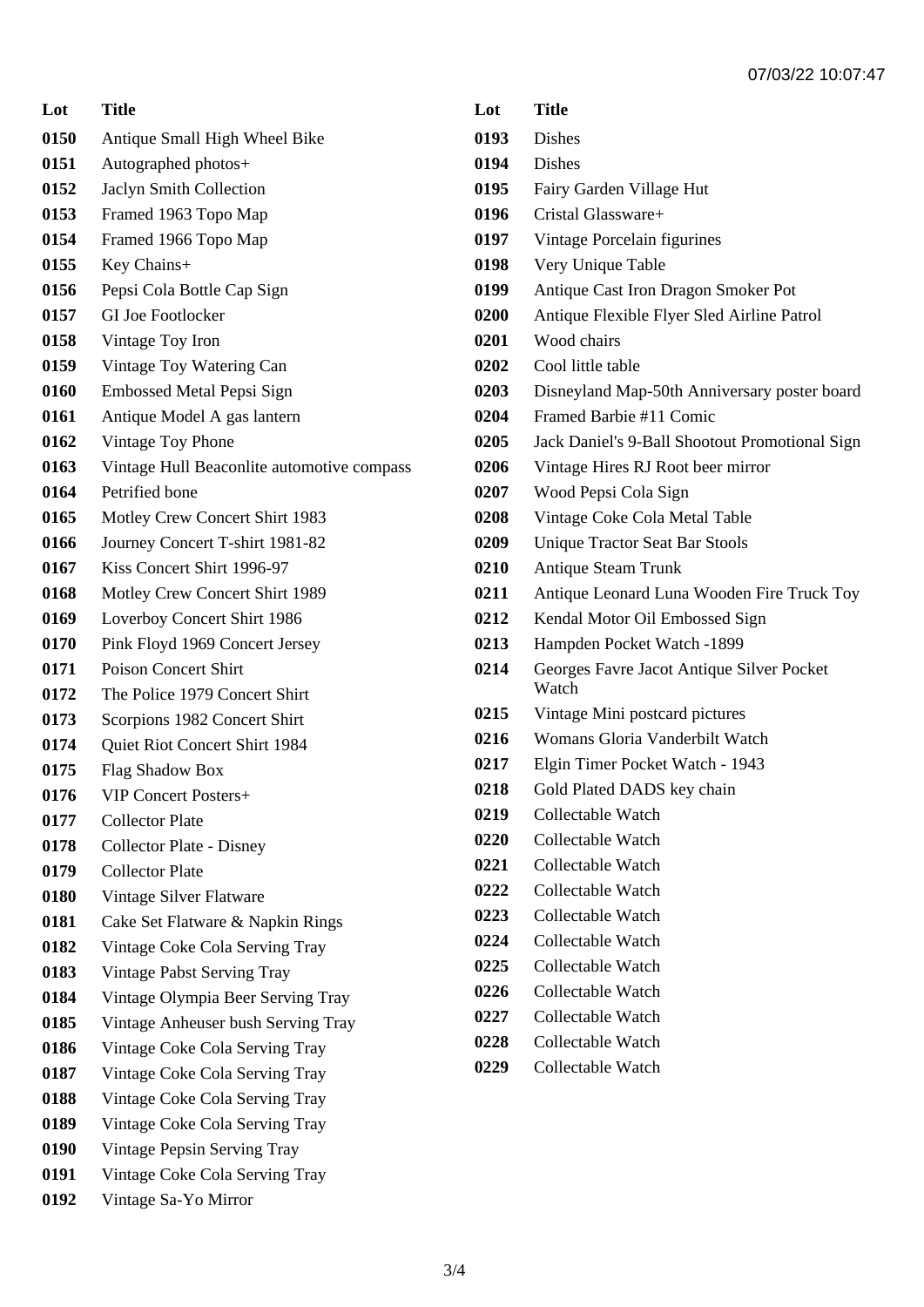| Lot | Title |
|---|---|
| 0150 | Antique Small High Wheel Bike |
| 0151 | Autographed photos+ |
| 0152 | Jaclyn Smith Collection |
| 0153 | Framed 1963 Topo Map |
| 0154 | Framed 1966 Topo Map |
| 0155 | Key Chains+ |
| 0156 | Pepsi Cola Bottle Cap Sign |
| 0157 | GI Joe Footlocker |
| 0158 | Vintage Toy Iron |
| 0159 | Vintage Toy Watering Can |
| 0160 | Embossed Metal Pepsi Sign |
| 0161 | Antique Model A gas lantern |
| 0162 | Vintage Toy Phone |
| 0163 | Vintage Hull Beaconlite automotive compass |
| 0164 | Petrified bone |
| 0165 | Motley Crew Concert Shirt 1983 |
| 0166 | Journey Concert T-shirt 1981-82 |
| 0167 | Kiss Concert Shirt 1996-97 |
| 0168 | Motley Crew Concert Shirt 1989 |
| 0169 | Loverboy Concert Shirt 1986 |
| 0170 | Pink Floyd 1969 Concert Jersey |
| 0171 | Poison Concert Shirt |
| 0172 | The Police 1979 Concert Shirt |
| 0173 | Scorpions 1982 Concert Shirt |
| 0174 | Quiet Riot Concert Shirt 1984 |
| 0175 | Flag Shadow Box |
| 0176 | VIP Concert Posters+ |
| 0177 | Collector Plate |
| 0178 | Collector Plate - Disney |
| 0179 | Collector Plate |
| 0180 | Vintage Silver Flatware |
| 0181 | Cake Set Flatware & Napkin Rings |
| 0182 | Vintage Coke Cola Serving Tray |
| 0183 | Vintage Pabst Serving Tray |
| 0184 | Vintage Olympia Beer Serving Tray |
| 0185 | Vintage Anheuser bush Serving Tray |
| 0186 | Vintage Coke Cola Serving Tray |
| 0187 | Vintage Coke Cola Serving Tray |
| 0188 | Vintage Coke Cola Serving Tray |
| 0189 | Vintage Coke Cola Serving Tray |
| 0190 | Vintage Pepsin Serving Tray |
| 0191 | Vintage Coke Cola Serving Tray |
| 0192 | Vintage Sa-Yo Mirror |
| 0193 | Dishes |
| 0194 | Dishes |
| 0195 | Fairy Garden Village Hut |
| 0196 | Cristal Glassware+ |
| 0197 | Vintage Porcelain figurines |
| 0198 | Very Unique Table |
| 0199 | Antique Cast Iron Dragon Smoker Pot |
| 0200 | Antique Flexible Flyer Sled Airline Patrol |
| 0201 | Wood chairs |
| 0202 | Cool little table |
| 0203 | Disneyland Map-50th Anniversary poster board |
| 0204 | Framed Barbie #11 Comic |
| 0205 | Jack Daniel's 9-Ball Shootout Promotional Sign |
| 0206 | Vintage Hires RJ Root beer mirror |
| 0207 | Wood Pepsi Cola Sign |
| 0208 | Vintage Coke Cola Metal Table |
| 0209 | Unique Tractor Seat Bar Stools |
| 0210 | Antique Steam Trunk |
| 0211 | Antique Leonard Luna Wooden Fire Truck Toy |
| 0212 | Kendal Motor Oil Embossed Sign |
| 0213 | Hampden Pocket Watch -1899 |
| 0214 | Georges Favre Jacot Antique Silver Pocket Watch |
| 0215 | Vintage Mini postcard pictures |
| 0216 | Womans Gloria Vanderbilt Watch |
| 0217 | Elgin Timer Pocket Watch - 1943 |
| 0218 | Gold Plated DADS key chain |
| 0219 | Collectable Watch |
| 0220 | Collectable Watch |
| 0221 | Collectable Watch |
| 0222 | Collectable Watch |
| 0223 | Collectable Watch |
| 0224 | Collectable Watch |
| 0225 | Collectable Watch |
| 0226 | Collectable Watch |
| 0227 | Collectable Watch |
| 0228 | Collectable Watch |
| 0229 | Collectable Watch |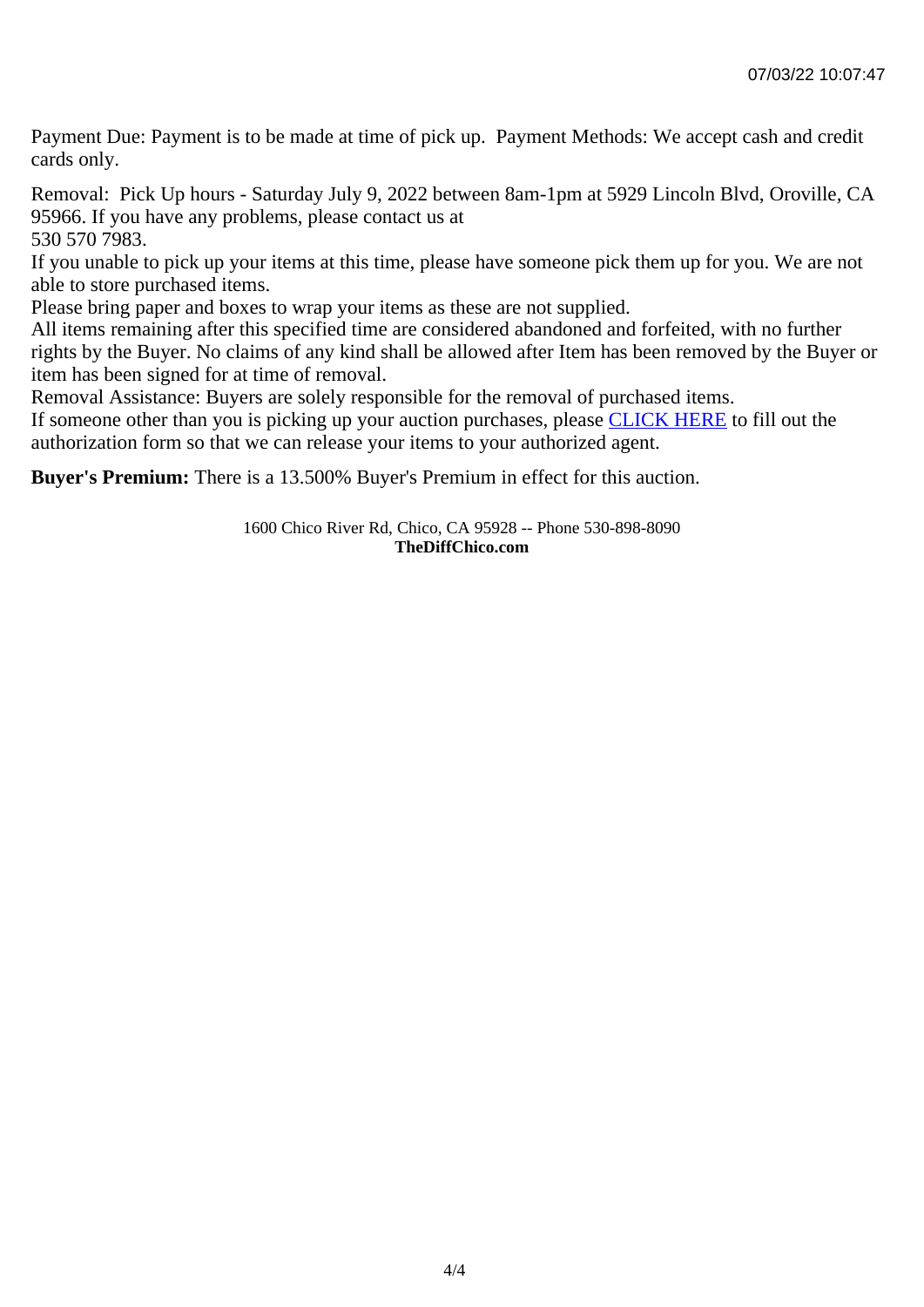Payment Due: Payment is to be made at time of pick up.  Payment Methods: We accept cash and credit cards only.

Removal:  Pick Up hours - Saturday July 9, 2022 between 8am-1pm at 5929 Lincoln Blvd, Oroville, CA 95966. If you have any problems, please contact us at
530 570 7983.
If you unable to pick up your items at this time, please have someone pick them up for you. We are not able to store purchased items.
Please bring paper and boxes to wrap your items as these are not supplied.
All items remaining after this specified time are considered abandoned and forfeited, with no further rights by the Buyer. No claims of any kind shall be allowed after Item has been removed by the Buyer or item has been signed for at time of removal.
Removal Assistance: Buyers are solely responsible for the removal of purchased items.
If someone other than you is picking up your auction purchases, please CLICK HERE to fill out the authorization form so that we can release your items to your authorized agent.

**Buyer's Premium:** There is a 13.500% Buyer's Premium in effect for this auction.

1600 Chico River Rd, Chico, CA 95928 -- Phone 530-898-8090
**TheDiffChico.com**